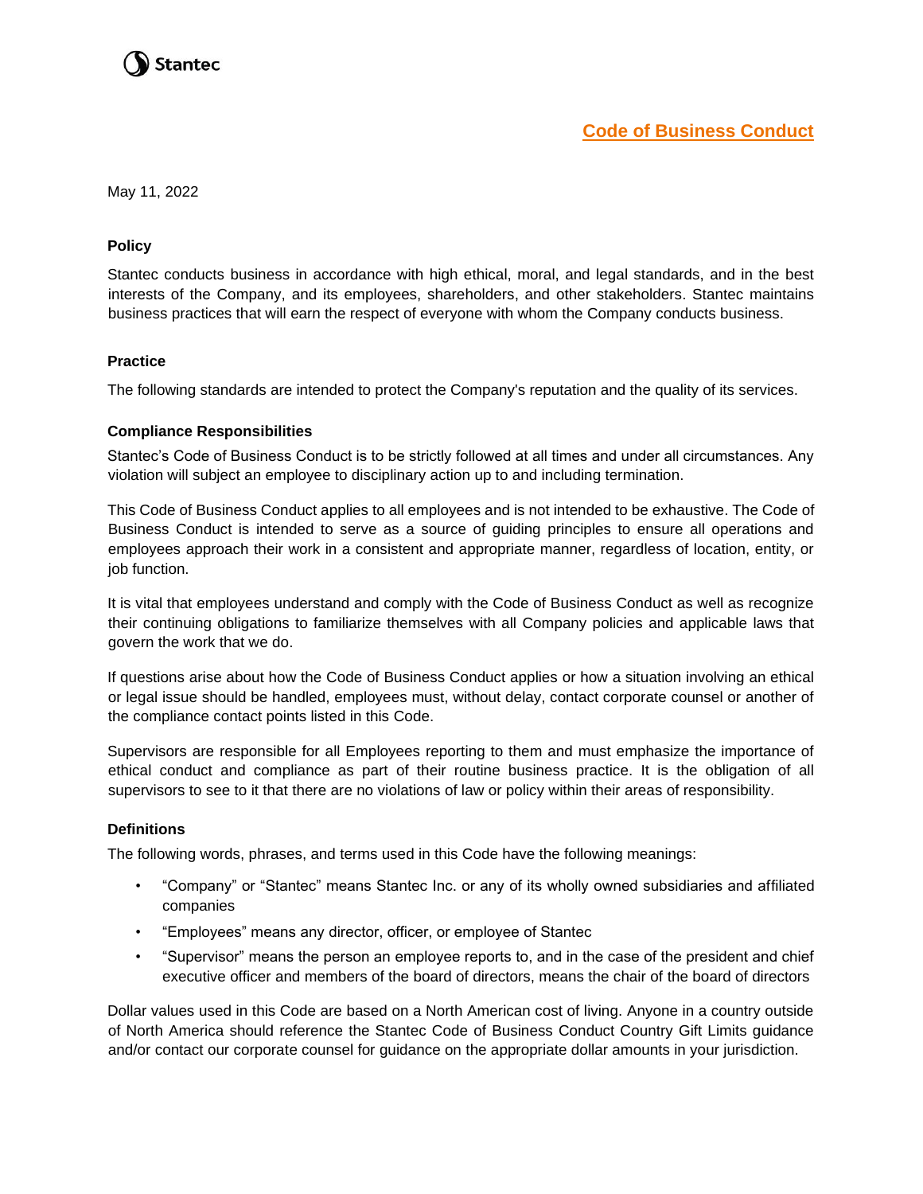Stantec

# Code of Business Conduct

May 11, 2022

## Policy

Stantec conducts business in accordance with high ethical, moral, and legal standards, and in the best interests of the Company, and its employees, shareholders, and other stakeholders. Stantec maintains business practices that will earn the respect of everyone with whom the Company conducts business.

## Practice

The following standards are intended to protect the Company's reputation and the quality of its services.

### Compliance Responsibilities

Stantec's Code of Business Conduct is to be strictly followed at all times and under all circumstances. Any violation will subject an employee to disciplinary action up to and including termination.

This Code of Business Conduct applies to all employees and is not intended to be exhaustive. The Code of Business Conduct is intended to serve as a source of guiding principles to ensure all operations and employees approach their work in a consistent and appropriate manner, regardless of location, entity, or job function.

It is vital that employees understand and comply with the Code of Business Conduct as well as recognize their continuing obligations to familiarize themselves with all Company policies and applicable laws that govern the work that we do.

If questions arise about how the Code of Business Conduct applies or how a situation involving an ethical or legal issue should be handled, employees must, without delay, contact corporate counsel or another of the compliance contact points listed in this Code.

Supervisors are responsible for all Employees reporting to them and must emphasize the importance of ethical conduct and compliance as part of their routine business practice. It is the obligation of all supervisors to see to it that there are no violations of law or policy within their areas of responsibility.

### Definitions

The following words, phrases, and terms used in this Code have the following meanings:

- "Company" or "Stantec" means Stantec Inc. or any of its wholly owned subsidiaries and affiliated companies
- "Employees" means any director, officer, or employee of Stantec
- "Supervisor" means the person an employee reports to, and in the case of the president and chief executive officer and members of the board of directors, means the chair of the board of directors

Dollar values used in this Code are based on a North American cost of living. Anyone in a country outside of North America should reference the Stantec Code of Business Conduct Country Gift Limits guidance and/or contact our corporate counsel for guidance on the appropriate dollar amounts in your jurisdiction.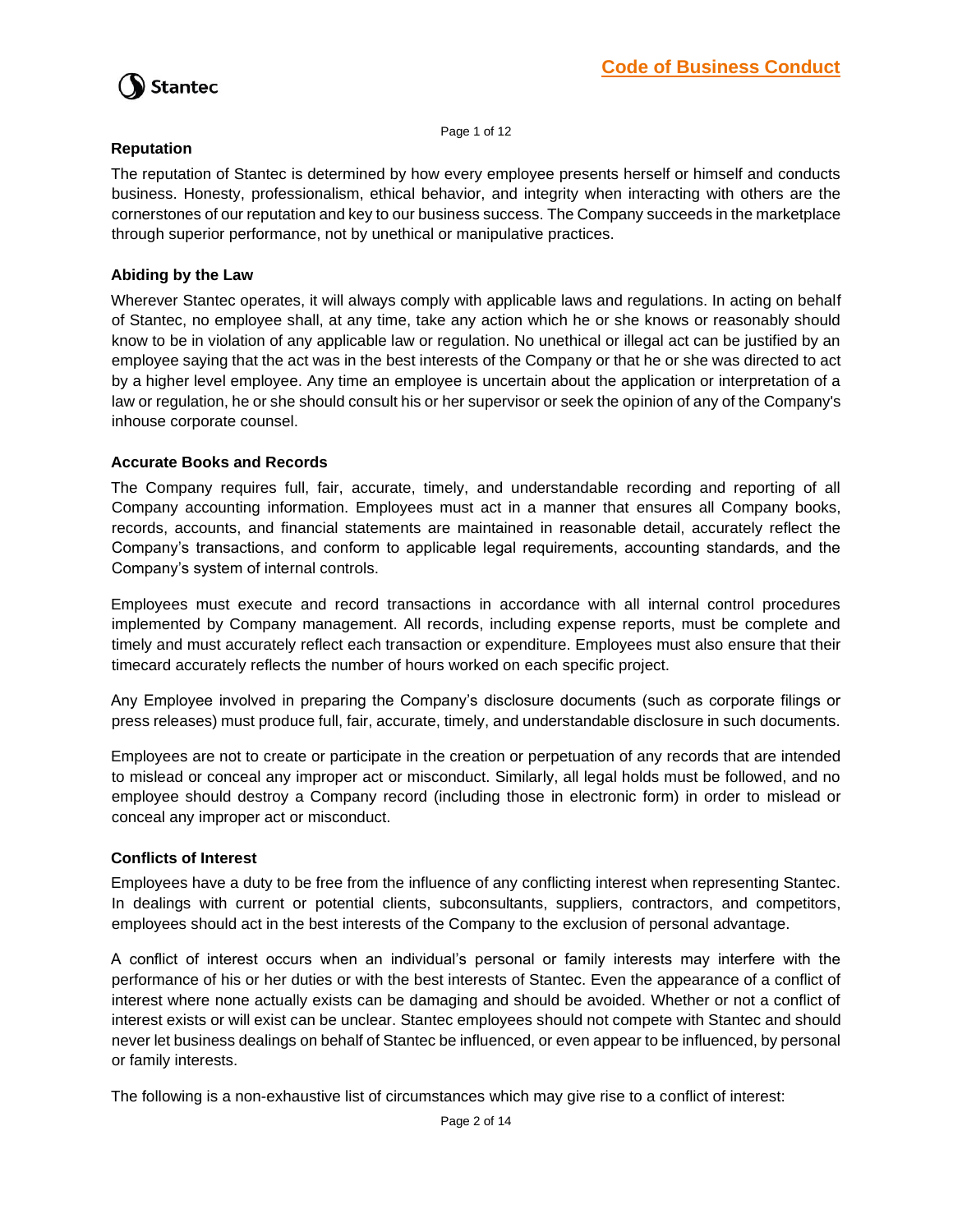## Reputation

The reputation of Stantec is determined by how every employee presents herself or himself and conducts business. Honesty, professionalism, ethical behavior, and integrity when interacting with others are the cornerstones of our reputation and key to our business success. The Company succeeds in the marketplace through superior performance, not by unethical or manipulative practices.

## Abiding by the Law

Wherever Stantec operates, it will always comply with applicable laws and regulations. In acting on behalf of Stantec, no employee shall, at any time, take any action which he or she knows or reasonably should know to be in violation of any applicable law or regulation. No unethical or illegal act can be justified by an employee saying that the act was in the best interests of the Company or that he or she was directed to act by a higher level employee. Any time an employee is uncertain about the application or interpretation of a law or regulation, he or she should consult his or her supervisor or seek the opinion of any of the Company's inhouse corporate counsel.

## Accurate Books and Records

The Company requires full, fair, accurate, timely, and understandable recording and reporting of all Company accounting information. Employees must act in a manner that ensures all Company books, records, accounts, and financial statements are maintained in reasonable detail, accurately reflect the Company's transactions, and conform to applicable legal requirements, accounting standards, and the Company's system of internal controls.

Employees must execute and record transactions in accordance with all internal control procedures implemented by Company management. All records, including expense reports, must be complete and timely and must accurately reflect each transaction or expenditure. Employees must also ensure that their timecard accurately reflects the number of hours worked on each specific project.

Any Employee involved in preparing the Company's disclosure documents (such as corporate filings or press releases) must produce full, fair, accurate, timely, and understandable disclosure in such documents.

Employees are not to create or participate in the creation or perpetuation of any records that are intended to mislead or conceal any improper act or misconduct. Similarly, all legal holds must be followed, and no employee should destroy a Company record (including those in electronic form) in order to mislead or conceal any improper act or misconduct.

## Conflicts of Interest

Employees have a duty to be free from the influence of any conflicting interest when representing Stantec. In dealings with current or potential clients, subconsultants, suppliers, contractors, and competitors, employees should act in the best interests of the Company to the exclusion of personal advantage.

A conflict of interest occurs when an individual's personal or family interests may interfere with the performance of his or her duties or with the best interests of Stantec. Even the appearance of a conflict of interest where none actually exists can be damaging and should be avoided. Whether or not a conflict of interest exists or will exist can be unclear. Stantec employees should not compete with Stantec and should never let business dealings on behalf of Stantec be influenced, or even appear to be influenced, by personal or family interests.

The following is a non-exhaustive list of circumstances which may give rise to a conflict of interest: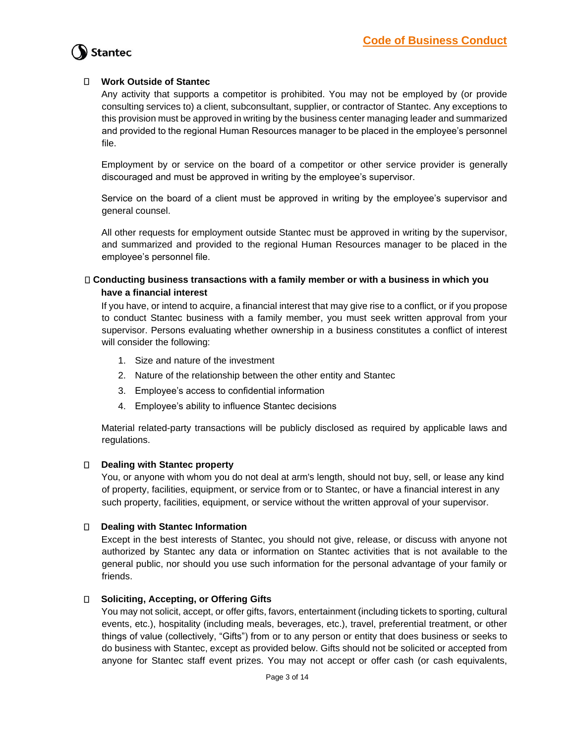- **Work Outside of Stantec**

  Any activity that supports a competitor is prohibited. You may not be employed by (or provide consulting services to) a client, subconsultant, supplier, or contractor of Stantec. Any exceptions to this provision must be approved in writing by the business center managing leader and summarized and provided to the regional Human Resources manager to be placed in the employee's personnel file.

  Employment by or service on the board of a competitor or other service provider is generally discouraged and must be approved in writing by the employee's supervisor.

  Service on the board of a client must be approved in writing by the employee's supervisor and general counsel.

  All other requests for employment outside Stantec must be approved in writing by the supervisor, and summarized and provided to the regional Human Resources manager to be placed in the employee's personnel file.

- **Conducting business transactions with a family member or with a business in which you have a financial interest**

  If you have, or intend to acquire, a financial interest that may give rise to a conflict, or if you propose to conduct Stantec business with a family member, you must seek written approval from your supervisor. Persons evaluating whether ownership in a business constitutes a conflict of interest will consider the following:

  1. Size and nature of the investment
  2. Nature of the relationship between the other entity and Stantec
  3. Employee's access to confidential information
  4. Employee's ability to influence Stantec decisions

  Material related-party transactions will be publicly disclosed as required by applicable laws and regulations.

- **Dealing with Stantec property**

  You, or anyone with whom you do not deal at arm's length, should not buy, sell, or lease any kind of property, facilities, equipment, or service from or to Stantec, or have a financial interest in any such property, facilities, equipment, or service without the written approval of your supervisor.

- **Dealing with Stantec Information**

  Except in the best interests of Stantec, you should not give, release, or discuss with anyone not authorized by Stantec any data or information on Stantec activities that is not available to the general public, nor should you use such information for the personal advantage of your family or friends.

- **Soliciting, Accepting, or Offering Gifts**

  You may not solicit, accept, or offer gifts, favors, entertainment (including tickets to sporting, cultural events, etc.), hospitality (including meals, beverages, etc.), travel, preferential treatment, or other things of value (collectively, "Gifts") from or to any person or entity that does business or seeks to do business with Stantec, except as provided below. Gifts should not be solicited or accepted from anyone for Stantec staff event prizes. You may not accept or offer cash (or cash equivalents,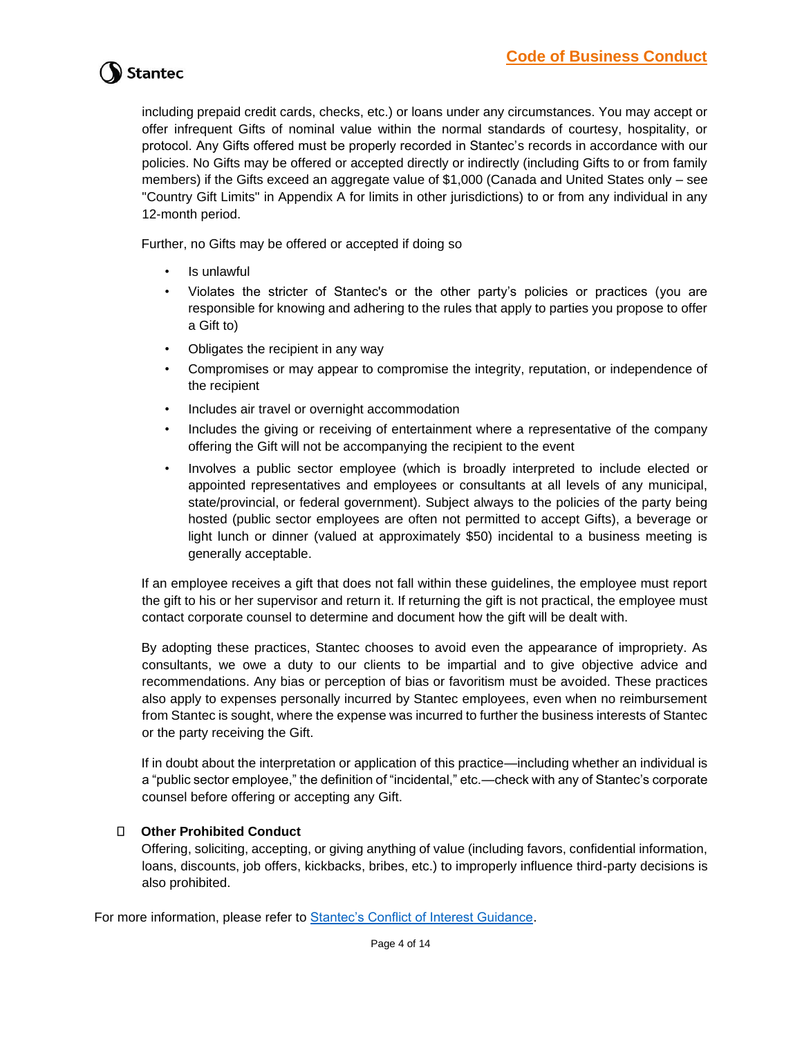including prepaid credit cards, checks, etc.) or loans under any circumstances. You may accept or offer infrequent Gifts of nominal value within the normal standards of courtesy, hospitality, or protocol. Any Gifts offered must be properly recorded in Stantec's records in accordance with our policies. No Gifts may be offered or accepted directly or indirectly (including Gifts to or from family members) if the Gifts exceed an aggregate value of $1,000 (Canada and United States only – see "Country Gift Limits" in Appendix A for limits in other jurisdictions) to or from any individual in any 12-month period.

Further, no Gifts may be offered or accepted if doing so

- Is unlawful
- Violates the stricter of Stantec's or the other party's policies or practices (you are responsible for knowing and adhering to the rules that apply to parties you propose to offer a Gift to)
- Obligates the recipient in any way
- Compromises or may appear to compromise the integrity, reputation, or independence of the recipient
- Includes air travel or overnight accommodation
- Includes the giving or receiving of entertainment where a representative of the company offering the Gift will not be accompanying the recipient to the event
- Involves a public sector employee (which is broadly interpreted to include elected or appointed representatives and employees or consultants at all levels of any municipal, state/provincial, or federal government). Subject always to the policies of the party being hosted (public sector employees are often not permitted to accept Gifts), a beverage or light lunch or dinner (valued at approximately $50) incidental to a business meeting is generally acceptable.

If an employee receives a gift that does not fall within these guidelines, the employee must report the gift to his or her supervisor and return it. If returning the gift is not practical, the employee must contact corporate counsel to determine and document how the gift will be dealt with.

By adopting these practices, Stantec chooses to avoid even the appearance of impropriety. As consultants, we owe a duty to our clients to be impartial and to give objective advice and recommendations. Any bias or perception of bias or favoritism must be avoided. These practices also apply to expenses personally incurred by Stantec employees, even when no reimbursement from Stantec is sought, where the expense was incurred to further the business interests of Stantec or the party receiving the Gift.

If in doubt about the interpretation or application of this practice—including whether an individual is a "public sector employee," the definition of "incidental," etc.—check with any of Stantec's corporate counsel before offering or accepting any Gift.

- **Other Prohibited Conduct**
  Offering, soliciting, accepting, or giving anything of value (including favors, confidential information, loans, discounts, job offers, kickbacks, bribes, etc.) to improperly influence third-party decisions is also prohibited.

For more information, please refer to [Stantec's Conflict of Interest Guidance](#).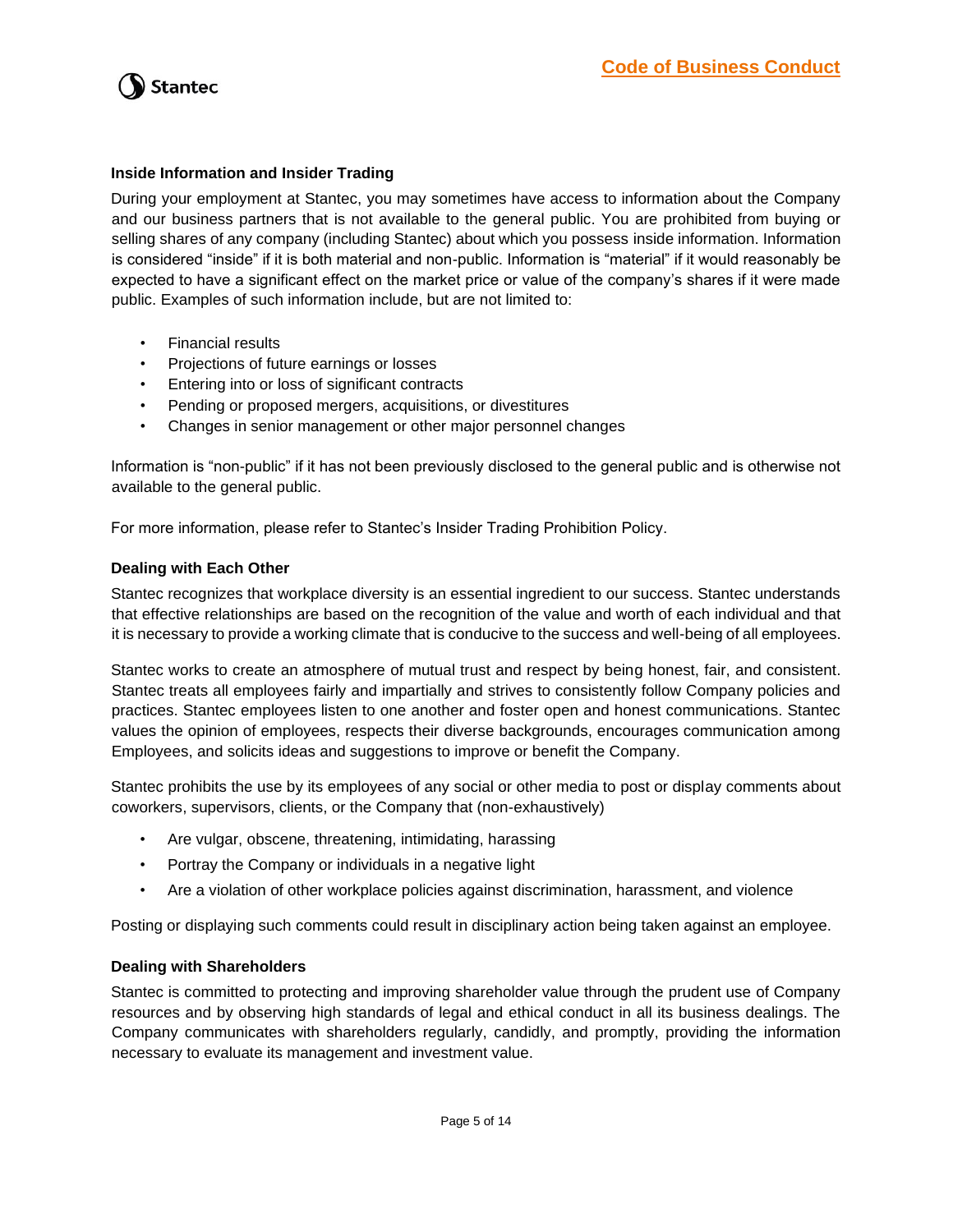### Inside Information and Insider Trading

During your employment at Stantec, you may sometimes have access to information about the Company and our business partners that is not available to the general public. You are prohibited from buying or selling shares of any company (including Stantec) about which you possess inside information. Information is considered "inside" if it is both material and non-public. Information is "material" if it would reasonably be expected to have a significant effect on the market price or value of the company's shares if it were made public. Examples of such information include, but are not limited to:

- Financial results
- Projections of future earnings or losses
- Entering into or loss of significant contracts
- Pending or proposed mergers, acquisitions, or divestitures
- Changes in senior management or other major personnel changes

Information is "non-public" if it has not been previously disclosed to the general public and is otherwise not available to the general public.

For more information, please refer to Stantec's Insider Trading Prohibition Policy.

### Dealing with Each Other

Stantec recognizes that workplace diversity is an essential ingredient to our success. Stantec understands that effective relationships are based on the recognition of the value and worth of each individual and that it is necessary to provide a working climate that is conducive to the success and well-being of all employees.

Stantec works to create an atmosphere of mutual trust and respect by being honest, fair, and consistent. Stantec treats all employees fairly and impartially and strives to consistently follow Company policies and practices. Stantec employees listen to one another and foster open and honest communications. Stantec values the opinion of employees, respects their diverse backgrounds, encourages communication among Employees, and solicits ideas and suggestions to improve or benefit the Company.

Stantec prohibits the use by its employees of any social or other media to post or display comments about coworkers, supervisors, clients, or the Company that (non-exhaustively)

- Are vulgar, obscene, threatening, intimidating, harassing
- Portray the Company or individuals in a negative light
- Are a violation of other workplace policies against discrimination, harassment, and violence

Posting or displaying such comments could result in disciplinary action being taken against an employee.

### Dealing with Shareholders

Stantec is committed to protecting and improving shareholder value through the prudent use of Company resources and by observing high standards of legal and ethical conduct in all its business dealings. The Company communicates with shareholders regularly, candidly, and promptly, providing the information necessary to evaluate its management and investment value.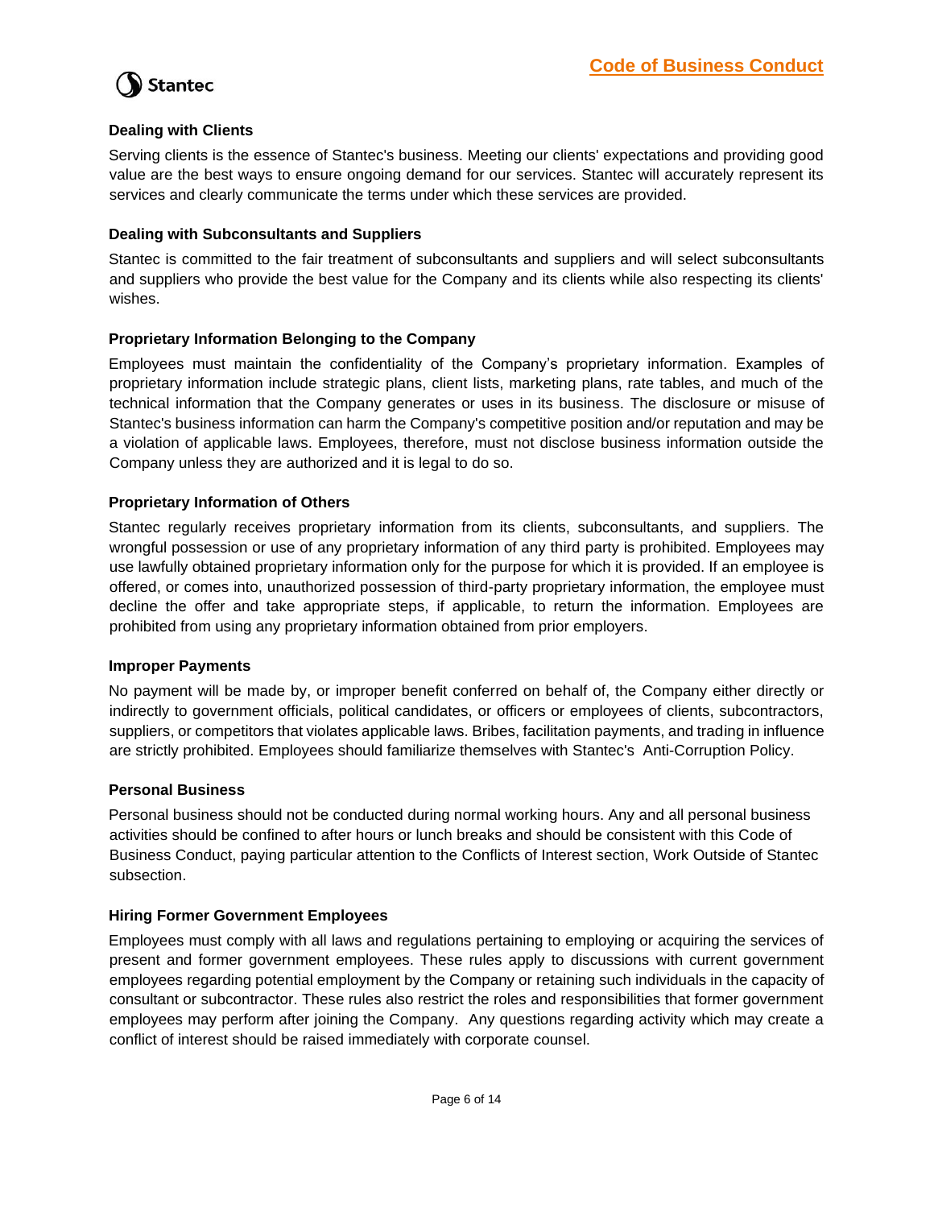### Dealing with Clients

Serving clients is the essence of Stantec's business. Meeting our clients' expectations and providing good value are the best ways to ensure ongoing demand for our services. Stantec will accurately represent its services and clearly communicate the terms under which these services are provided.

### Dealing with Subconsultants and Suppliers

Stantec is committed to the fair treatment of subconsultants and suppliers and will select subconsultants and suppliers who provide the best value for the Company and its clients while also respecting its clients' wishes.

### Proprietary Information Belonging to the Company

Employees must maintain the confidentiality of the Company's proprietary information. Examples of proprietary information include strategic plans, client lists, marketing plans, rate tables, and much of the technical information that the Company generates or uses in its business. The disclosure or misuse of Stantec's business information can harm the Company's competitive position and/or reputation and may be a violation of applicable laws. Employees, therefore, must not disclose business information outside the Company unless they are authorized and it is legal to do so.

### Proprietary Information of Others

Stantec regularly receives proprietary information from its clients, subconsultants, and suppliers. The wrongful possession or use of any proprietary information of any third party is prohibited. Employees may use lawfully obtained proprietary information only for the purpose for which it is provided. If an employee is offered, or comes into, unauthorized possession of third-party proprietary information, the employee must decline the offer and take appropriate steps, if applicable, to return the information. Employees are prohibited from using any proprietary information obtained from prior employers.

### Improper Payments

No payment will be made by, or improper benefit conferred on behalf of, the Company either directly or indirectly to government officials, political candidates, or officers or employees of clients, subcontractors, suppliers, or competitors that violates applicable laws. Bribes, facilitation payments, and trading in influence are strictly prohibited. Employees should familiarize themselves with Stantec's Anti-Corruption Policy.

### Personal Business

Personal business should not be conducted during normal working hours. Any and all personal business activities should be confined to after hours or lunch breaks and should be consistent with this Code of Business Conduct, paying particular attention to the Conflicts of Interest section, Work Outside of Stantec subsection.

### Hiring Former Government Employees

Employees must comply with all laws and regulations pertaining to employing or acquiring the services of present and former government employees. These rules apply to discussions with current government employees regarding potential employment by the Company or retaining such individuals in the capacity of consultant or subcontractor. These rules also restrict the roles and responsibilities that former government employees may perform after joining the Company. Any questions regarding activity which may create a conflict of interest should be raised immediately with corporate counsel.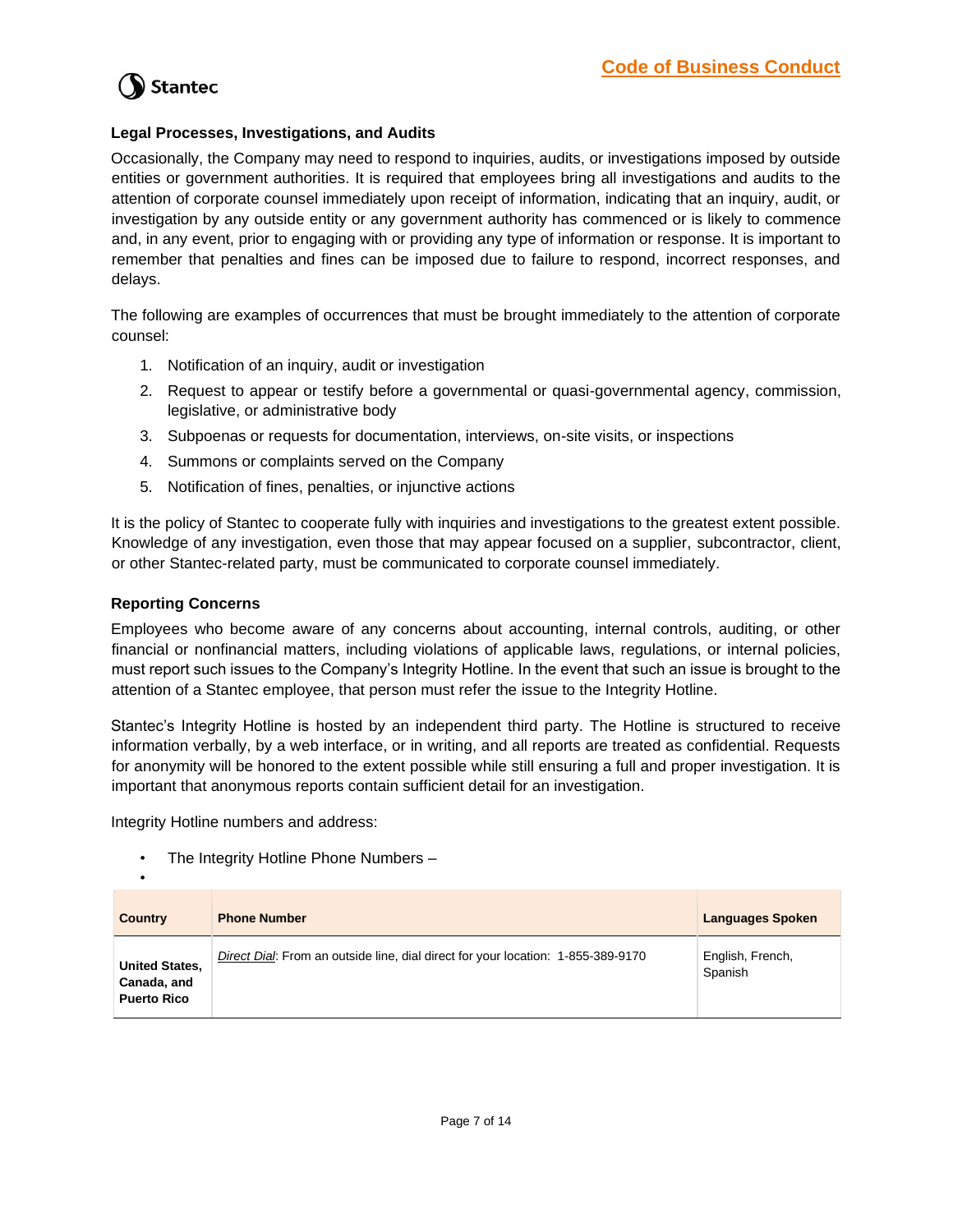### Legal Processes, Investigations, and Audits

Occasionally, the Company may need to respond to inquiries, audits, or investigations imposed by outside entities or government authorities. It is required that employees bring all investigations and audits to the attention of corporate counsel immediately upon receipt of information, indicating that an inquiry, audit, or investigation by any outside entity or any government authority has commenced or is likely to commence and, in any event, prior to engaging with or providing any type of information or response. It is important to remember that penalties and fines can be imposed due to failure to respond, incorrect responses, and delays.

The following are examples of occurrences that must be brought immediately to the attention of corporate counsel:

1. Notification of an inquiry, audit or investigation
2. Request to appear or testify before a governmental or quasi-governmental agency, commission, legislative, or administrative body
3. Subpoenas or requests for documentation, interviews, on-site visits, or inspections
4. Summons or complaints served on the Company
5. Notification of fines, penalties, or injunctive actions

It is the policy of Stantec to cooperate fully with inquiries and investigations to the greatest extent possible. Knowledge of any investigation, even those that may appear focused on a supplier, subcontractor, client, or other Stantec-related party, must be communicated to corporate counsel immediately.

### Reporting Concerns

Employees who become aware of any concerns about accounting, internal controls, auditing, or other financial or nonfinancial matters, including violations of applicable laws, regulations, or internal policies, must report such issues to the Company's Integrity Hotline. In the event that such an issue is brought to the attention of a Stantec employee, that person must refer the issue to the Integrity Hotline.

Stantec's Integrity Hotline is hosted by an independent third party. The Hotline is structured to receive information verbally, by a web interface, or in writing, and all reports are treated as confidential. Requests for anonymity will be honored to the extent possible while still ensuring a full and proper investigation. It is important that anonymous reports contain sufficient detail for an investigation.

Integrity Hotline numbers and address:

- The Integrity Hotline Phone Numbers –

| Country | Phone Number | Languages Spoken |
|---|---|---|
| **United States, Canada, and Puerto Rico** | *Direct Dial*: From an outside line, dial direct for your location: 1-855-389-9170 | English, French, Spanish |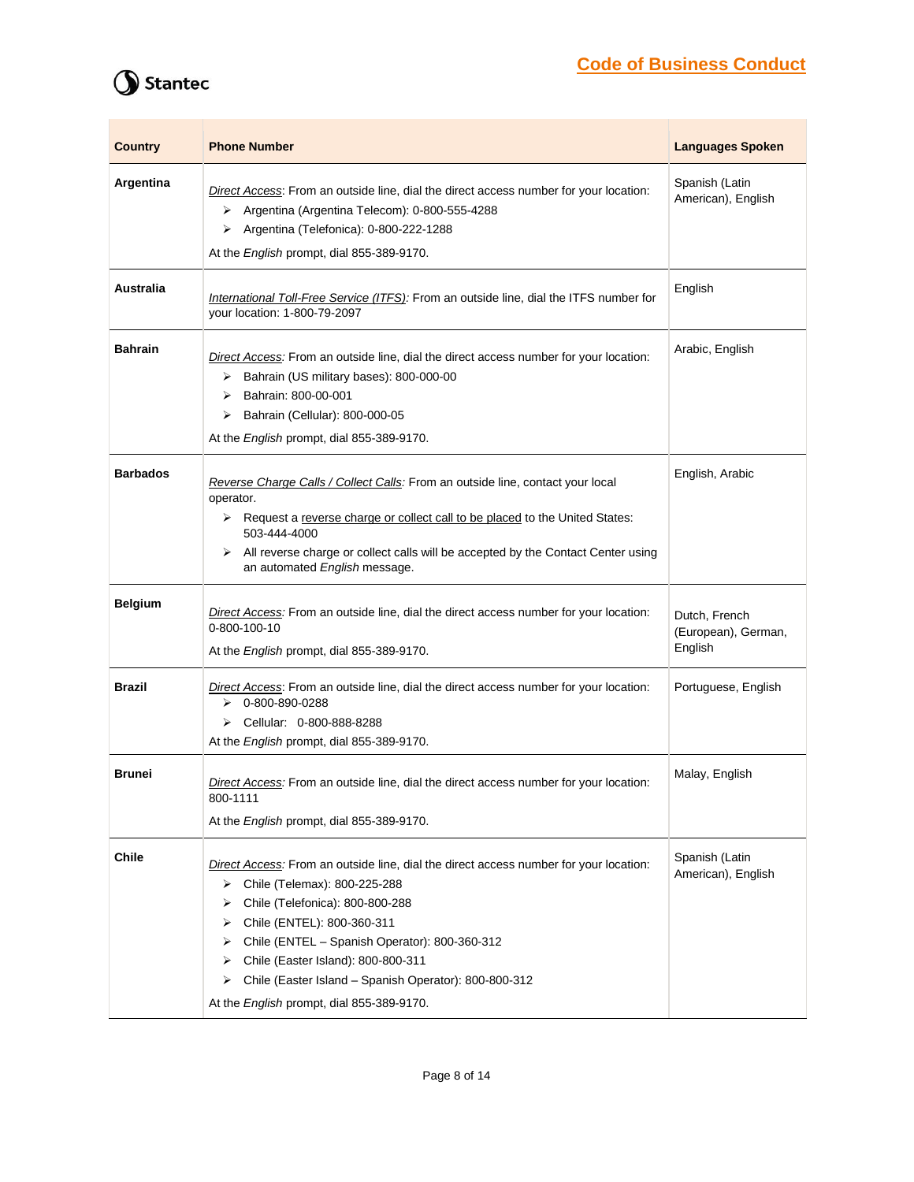| Country | Phone Number | Languages Spoken |
|---|---|---|
| **Argentina** | *Direct Access*: From an outside line, dial the direct access number for your location:<br>➢ Argentina (Argentina Telecom): 0-800-555-4288<br>➢ Argentina (Telefonica): 0-800-222-1288<br>At the *English* prompt, dial 855-389-9170. | Spanish (Latin American), English |
| **Australia** | *International Toll-Free Service (ITFS):* From an outside line, dial the ITFS number for your location: 1-800-79-2097 | English |
| **Bahrain** | *Direct Access:* From an outside line, dial the direct access number for your location:<br>➢ Bahrain (US military bases): 800-000-00<br>➢ Bahrain: 800-00-001<br>➢ Bahrain (Cellular): 800-000-05<br>At the *English* prompt, dial 855-389-9170. | Arabic, English |
| **Barbados** | *Reverse Charge Calls / Collect Calls:* From an outside line, contact your local operator.<br>➢ Request a reverse charge or collect call to be placed to the United States: 503-444-4000<br>➢ All reverse charge or collect calls will be accepted by the Contact Center using an automated *English* message. | English, Arabic |
| **Belgium** | *Direct Access:* From an outside line, dial the direct access number for your location: 0-800-100-10<br>At the *English* prompt, dial 855-389-9170. | Dutch, French (European), German, English |
| **Brazil** | *Direct Access*: From an outside line, dial the direct access number for your location:<br>➢ 0-800-890-0288<br>➢ Cellular: 0-800-888-8288<br>At the *English* prompt, dial 855-389-9170. | Portuguese, English |
| **Brunei** | *Direct Access:* From an outside line, dial the direct access number for your location: 800-1111<br>At the *English* prompt, dial 855-389-9170. | Malay, English |
| **Chile** | *Direct Access:* From an outside line, dial the direct access number for your location:<br>➢ Chile (Telemax): 800-225-288<br>➢ Chile (Telefonica): 800-800-288<br>➢ Chile (ENTEL): 800-360-311<br>➢ Chile (ENTEL – Spanish Operator): 800-360-312<br>➢ Chile (Easter Island): 800-800-311<br>➢ Chile (Easter Island – Spanish Operator): 800-800-312<br>At the *English* prompt, dial 855-389-9170. | Spanish (Latin American), English |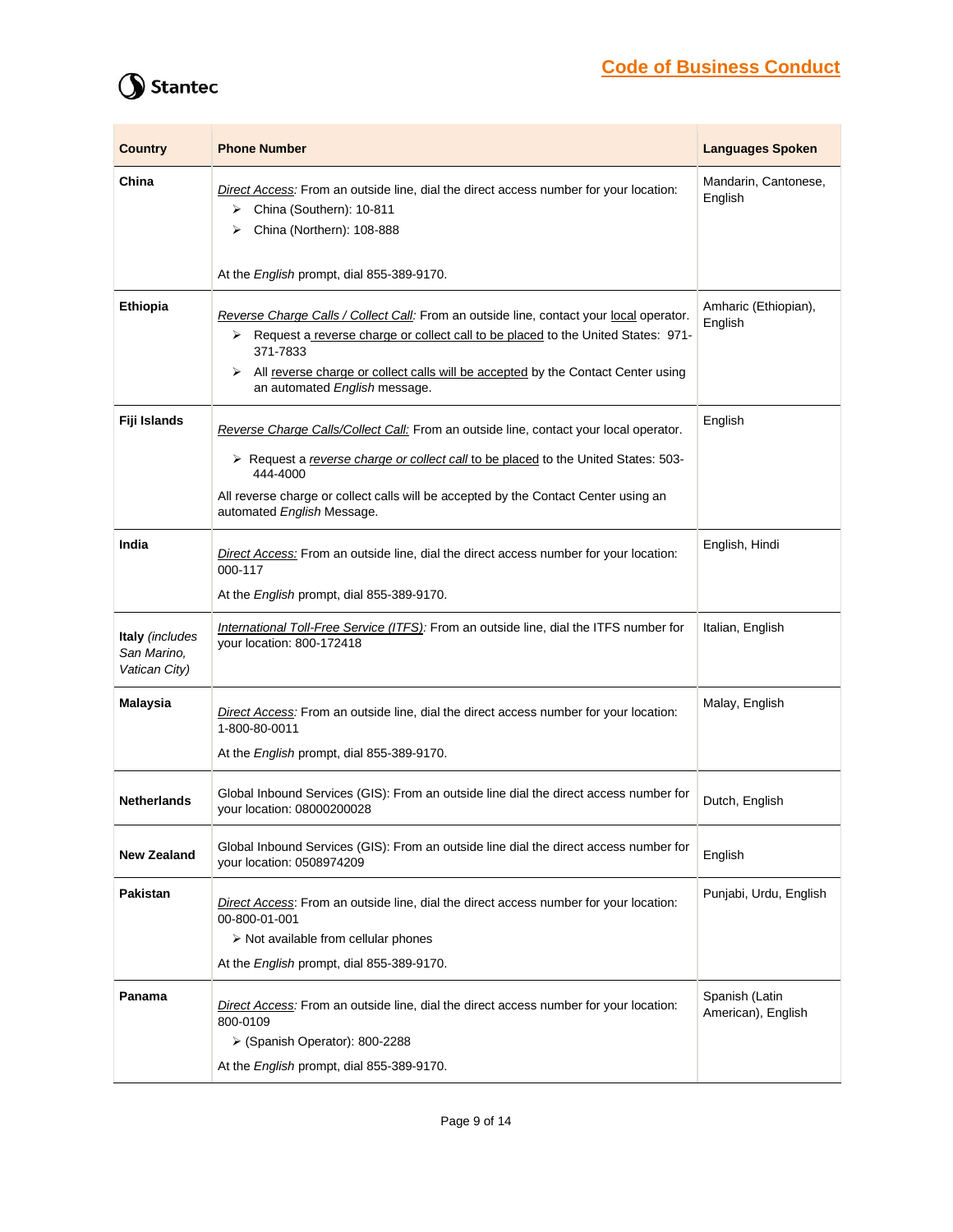| Country | Phone Number | Languages Spoken |
|---|---|---|
| **China** | *Direct Access:* From an outside line, dial the direct access number for your location:<br>➢ China (Southern): 10-811<br>➢ China (Northern): 108-888<br><br>At the *English* prompt, dial 855-389-9170. | Mandarin, Cantonese, English |
| **Ethiopia** | *Reverse Charge Calls / Collect Call:* From an outside line, contact your local operator.<br>➢ Request a reverse charge or collect call to be placed to the United States: 971-371-7833<br>➢ All reverse charge or collect calls will be accepted by the Contact Center using an automated *English* message. | Amharic (Ethiopian), English |
| **Fiji Islands** | *Reverse Charge Calls/Collect Call:* From an outside line, contact your local operator.<br>➢ Request a *reverse charge or collect call* to be placed to the United States: 503-444-4000<br>All reverse charge or collect calls will be accepted by the Contact Center using an automated *English* Message. | English |
| **India** | *Direct Access:* From an outside line, dial the direct access number for your location: 000-117<br>At the *English* prompt, dial 855-389-9170. | English, Hindi |
| **Italy** *(includes San Marino, Vatican City)* | *International Toll-Free Service (ITFS):* From an outside line, dial the ITFS number for your location: 800-172418 | Italian, English |
| **Malaysia** | *Direct Access:* From an outside line, dial the direct access number for your location: 1-800-80-0011<br>At the *English* prompt, dial 855-389-9170. | Malay, English |
| **Netherlands** | Global Inbound Services (GIS): From an outside line dial the direct access number for your location: 08000200028 | Dutch, English |
| **New Zealand** | Global Inbound Services (GIS): From an outside line dial the direct access number for your location: 0508974209 | English |
| **Pakistan** | *Direct Access*: From an outside line, dial the direct access number for your location: 00-800-01-001<br>➢ Not available from cellular phones<br>At the *English* prompt, dial 855-389-9170. | Punjabi, Urdu, English |
| **Panama** | *Direct Access:* From an outside line, dial the direct access number for your location: 800-0109<br>➢ (Spanish Operator): 800-2288<br>At the *English* prompt, dial 855-389-9170. | Spanish (Latin American), English |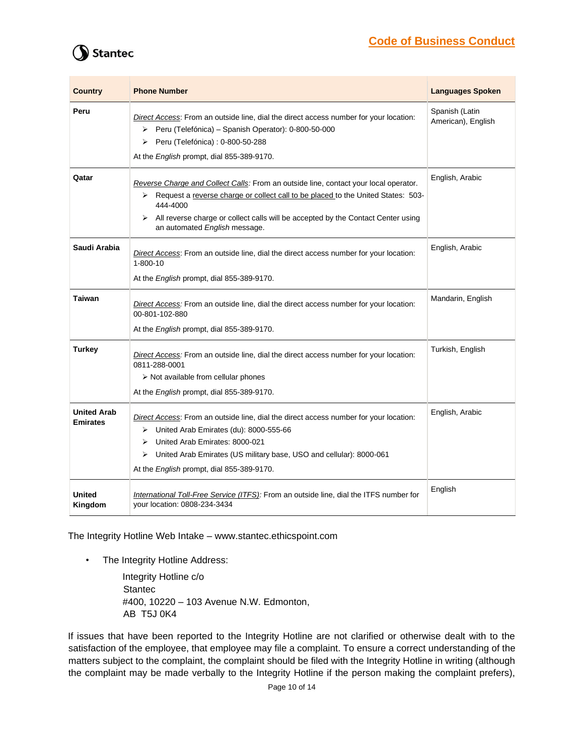| Country | Phone Number | Languages Spoken |
|---|---|---|
| **Peru** | *Direct Access*: From an outside line, dial the direct access number for your location:<br>➢ Peru (Telefónica) – Spanish Operator): 0-800-50-000<br>➢ Peru (Telefónica) : 0-800-50-288<br>At the *English* prompt, dial 855-389-9170. | Spanish (Latin American), English |
| **Qatar** | *Reverse Charge and Collect Calls:* From an outside line, contact your local operator.<br>➢ Request a reverse charge or collect call to be placed to the United States: 503-444-4000<br>➢ All reverse charge or collect calls will be accepted by the Contact Center using an automated *English* message. | English, Arabic |
| **Saudi Arabia** | *Direct Access*: From an outside line, dial the direct access number for your location: 1-800-10<br>At the *English* prompt, dial 855-389-9170. | English, Arabic |
| **Taiwan** | *Direct Access:* From an outside line, dial the direct access number for your location: 00-801-102-880<br>At the *English* prompt, dial 855-389-9170. | Mandarin, English |
| **Turkey** | *Direct Access:* From an outside line, dial the direct access number for your location: 0811-288-0001<br>➢ Not available from cellular phones<br>At the *English* prompt, dial 855-389-9170. | Turkish, English |
| **United Arab Emirates** | *Direct Access*: From an outside line, dial the direct access number for your location:<br>➢ United Arab Emirates (du): 8000-555-66<br>➢ United Arab Emirates: 8000-021<br>➢ United Arab Emirates (US military base, USO and cellular): 8000-061<br>At the *English* prompt, dial 855-389-9170. | English, Arabic |
| **United Kingdom** | *International Toll-Free Service (ITFS):* From an outside line, dial the ITFS number for your location: 0808-234-3434 | English |

The Integrity Hotline Web Intake – www.stantec.ethicspoint.com

- The Integrity Hotline Address:

  Integrity Hotline c/o
  Stantec
  #400, 10220 – 103 Avenue N.W. Edmonton,
  AB T5J 0K4

If issues that have been reported to the Integrity Hotline are not clarified or otherwise dealt with to the satisfaction of the employee, that employee may file a complaint. To ensure a correct understanding of the matters subject to the complaint, the complaint should be filed with the Integrity Hotline in writing (although the complaint may be made verbally to the Integrity Hotline if the person making the complaint prefers),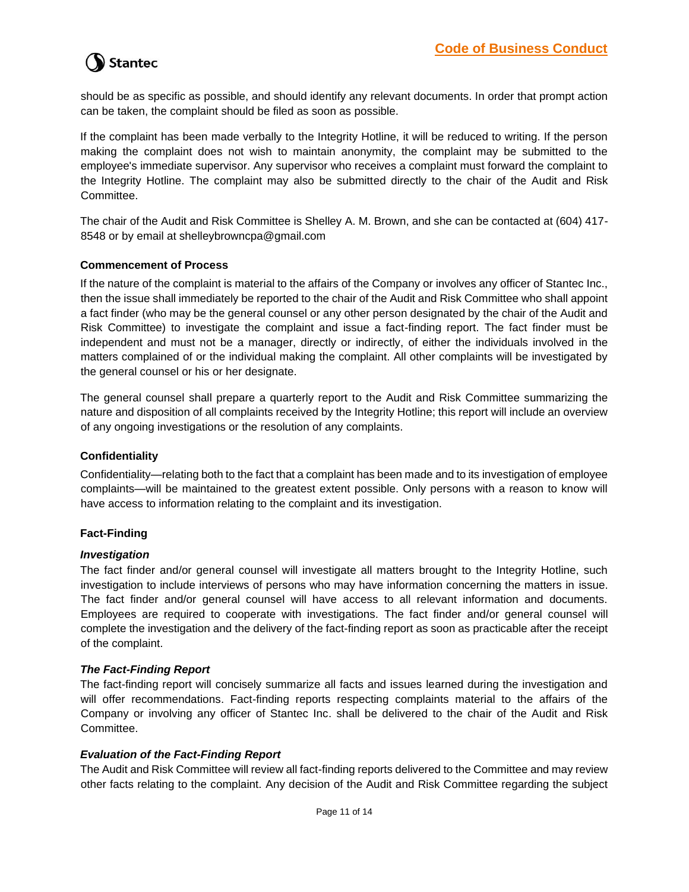should be as specific as possible, and should identify any relevant documents. In order that prompt action can be taken, the complaint should be filed as soon as possible.

If the complaint has been made verbally to the Integrity Hotline, it will be reduced to writing. If the person making the complaint does not wish to maintain anonymity, the complaint may be submitted to the employee's immediate supervisor. Any supervisor who receives a complaint must forward the complaint to the Integrity Hotline. The complaint may also be submitted directly to the chair of the Audit and Risk Committee.

The chair of the Audit and Risk Committee is Shelley A. M. Brown, and she can be contacted at (604) 417-8548 or by email at shelleybrowncpa@gmail.com

### Commencement of Process

If the nature of the complaint is material to the affairs of the Company or involves any officer of Stantec Inc., then the issue shall immediately be reported to the chair of the Audit and Risk Committee who shall appoint a fact finder (who may be the general counsel or any other person designated by the chair of the Audit and Risk Committee) to investigate the complaint and issue a fact-finding report. The fact finder must be independent and must not be a manager, directly or indirectly, of either the individuals involved in the matters complained of or the individual making the complaint. All other complaints will be investigated by the general counsel or his or her designate.

The general counsel shall prepare a quarterly report to the Audit and Risk Committee summarizing the nature and disposition of all complaints received by the Integrity Hotline; this report will include an overview of any ongoing investigations or the resolution of any complaints.

### Confidentiality

Confidentiality—relating both to the fact that a complaint has been made and to its investigation of employee complaints—will be maintained to the greatest extent possible. Only persons with a reason to know will have access to information relating to the complaint and its investigation.

### Fact-Finding

#### *Investigation*

The fact finder and/or general counsel will investigate all matters brought to the Integrity Hotline, such investigation to include interviews of persons who may have information concerning the matters in issue. The fact finder and/or general counsel will have access to all relevant information and documents. Employees are required to cooperate with investigations. The fact finder and/or general counsel will complete the investigation and the delivery of the fact-finding report as soon as practicable after the receipt of the complaint.

#### *The Fact-Finding Report*

The fact-finding report will concisely summarize all facts and issues learned during the investigation and will offer recommendations. Fact-finding reports respecting complaints material to the affairs of the Company or involving any officer of Stantec Inc. shall be delivered to the chair of the Audit and Risk Committee.

#### *Evaluation of the Fact-Finding Report*

The Audit and Risk Committee will review all fact-finding reports delivered to the Committee and may review other facts relating to the complaint. Any decision of the Audit and Risk Committee regarding the subject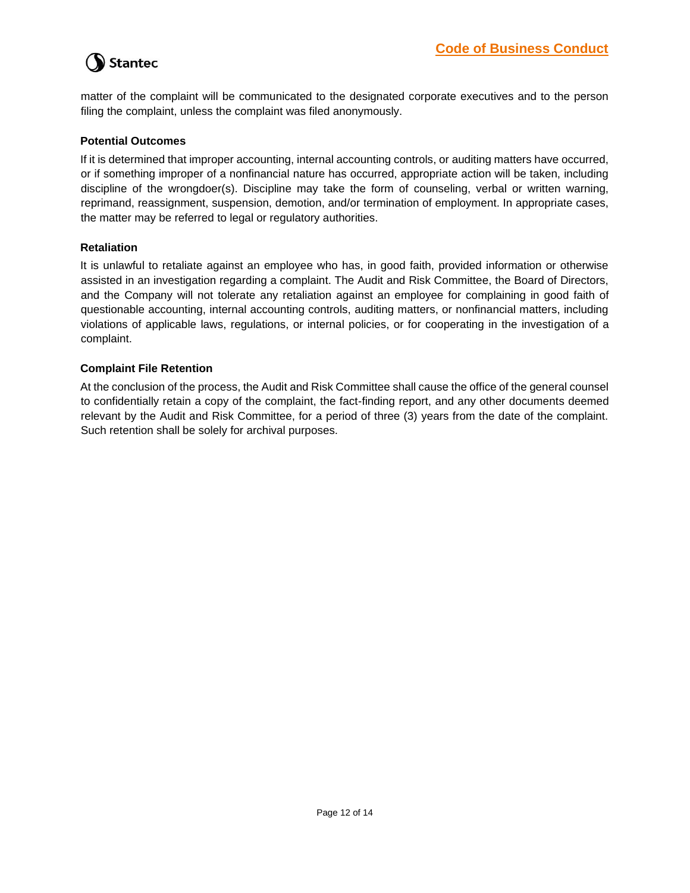matter of the complaint will be communicated to the designated corporate executives and to the person filing the complaint, unless the complaint was filed anonymously.

### Potential Outcomes

If it is determined that improper accounting, internal accounting controls, or auditing matters have occurred, or if something improper of a nonfinancial nature has occurred, appropriate action will be taken, including discipline of the wrongdoer(s). Discipline may take the form of counseling, verbal or written warning, reprimand, reassignment, suspension, demotion, and/or termination of employment. In appropriate cases, the matter may be referred to legal or regulatory authorities.

### Retaliation

It is unlawful to retaliate against an employee who has, in good faith, provided information or otherwise assisted in an investigation regarding a complaint. The Audit and Risk Committee, the Board of Directors, and the Company will not tolerate any retaliation against an employee for complaining in good faith of questionable accounting, internal accounting controls, auditing matters, or nonfinancial matters, including violations of applicable laws, regulations, or internal policies, or for cooperating in the investigation of a complaint.

### Complaint File Retention

At the conclusion of the process, the Audit and Risk Committee shall cause the office of the general counsel to confidentially retain a copy of the complaint, the fact-finding report, and any other documents deemed relevant by the Audit and Risk Committee, for a period of three (3) years from the date of the complaint. Such retention shall be solely for archival purposes.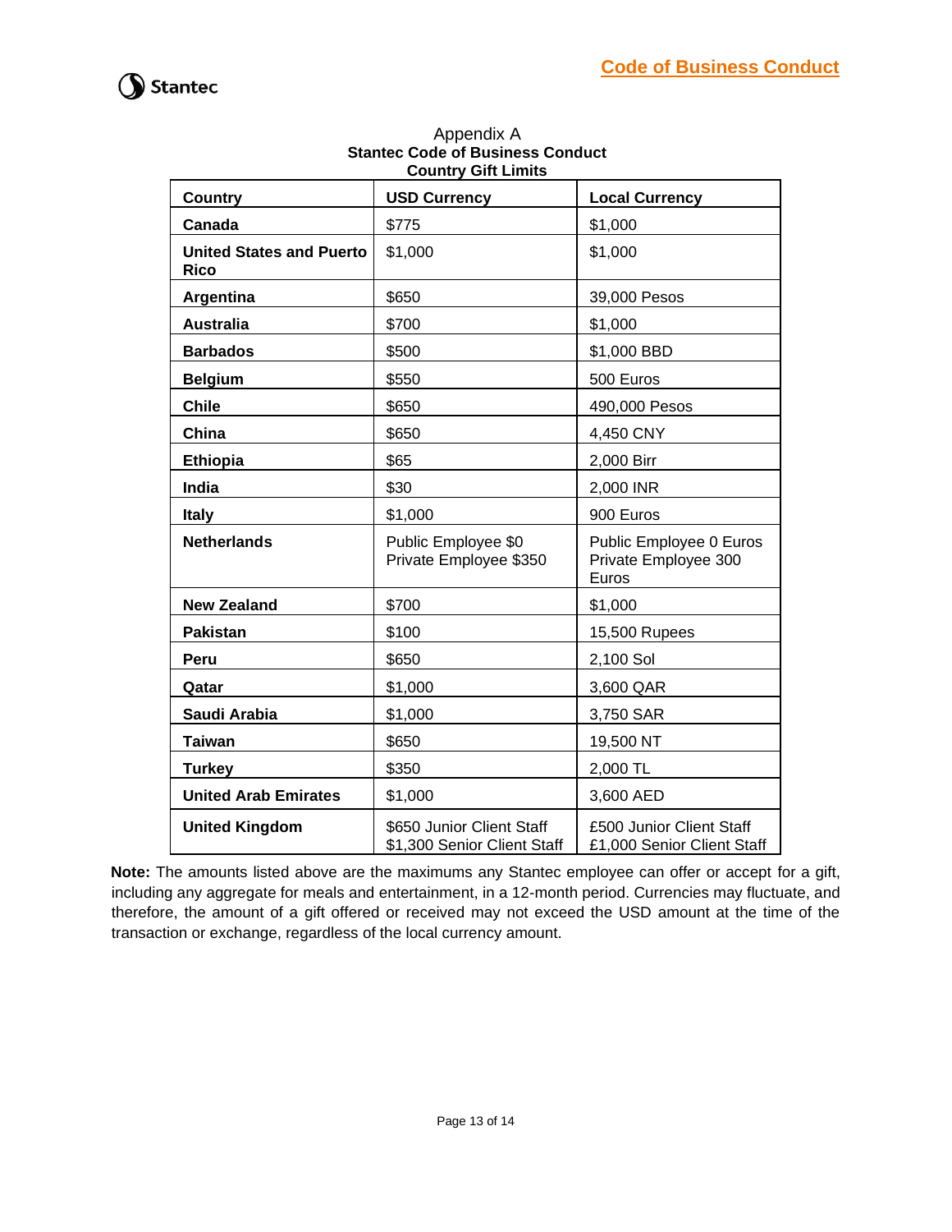Appendix A

**Stantec Code of Business Conduct**

**Country Gift Limits**

| Country | USD Currency | Local Currency |
|---|---|---|
| **Canada** | $775 | $1,000 |
| **United States and Puerto Rico** | $1,000 | $1,000 |
| **Argentina** | $650 | 39,000 Pesos |
| **Australia** | $700 | $1,000 |
| **Barbados** | $500 | $1,000 BBD |
| **Belgium** | $550 | 500 Euros |
| **Chile** | $650 | 490,000 Pesos |
| **China** | $650 | 4,450 CNY |
| **Ethiopia** | $65 | 2,000 Birr |
| **India** | $30 | 2,000 INR |
| **Italy** | $1,000 | 900 Euros |
| **Netherlands** | Public Employee $0<br>Private Employee $350 | Public Employee 0 Euros<br>Private Employee 300 Euros |
| **New Zealand** | $700 | $1,000 |
| **Pakistan** | $100 | 15,500 Rupees |
| **Peru** | $650 | 2,100 Sol |
| **Qatar** | $1,000 | 3,600 QAR |
| **Saudi Arabia** | $1,000 | 3,750 SAR |
| **Taiwan** | $650 | 19,500 NT |
| **Turkey** | $350 | 2,000 TL |
| **United Arab Emirates** | $1,000 | 3,600 AED |
| **United Kingdom** | $650 Junior Client Staff<br>$1,300 Senior Client Staff | £500 Junior Client Staff<br>£1,000 Senior Client Staff |

**Note:** The amounts listed above are the maximums any Stantec employee can offer or accept for a gift, including any aggregate for meals and entertainment, in a 12-month period. Currencies may fluctuate, and therefore, the amount of a gift offered or received may not exceed the USD amount at the time of the transaction or exchange, regardless of the local currency amount.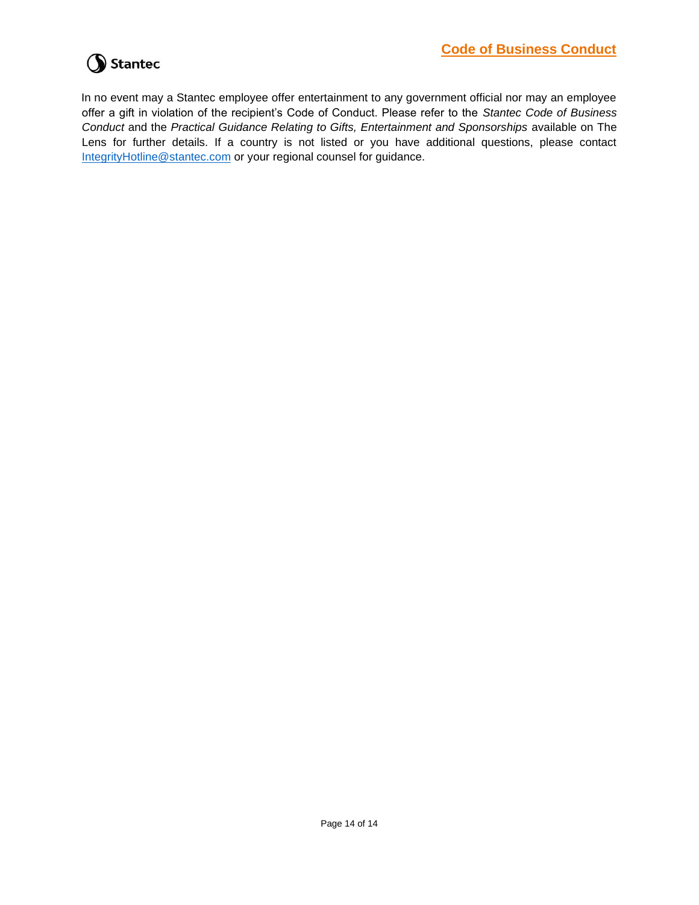In no event may a Stantec employee offer entertainment to any government official nor may an employee offer a gift in violation of the recipient's Code of Conduct. Please refer to the *Stantec Code of Business Conduct* and the *Practical Guidance Relating to Gifts, Entertainment and Sponsorships* available on The Lens for further details. If a country is not listed or you have additional questions, please contact IntegrityHotline@stantec.com or your regional counsel for guidance.